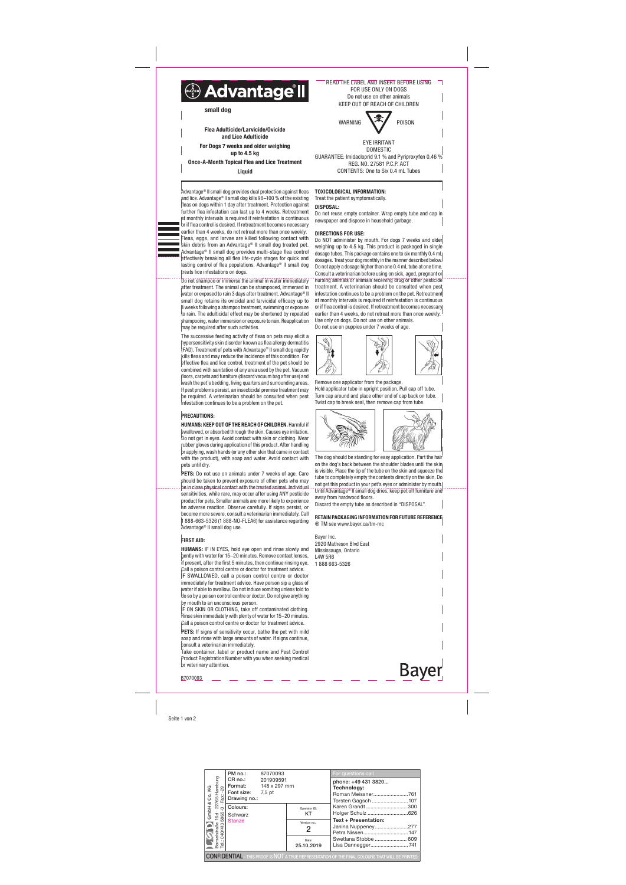# Advantage® II

**small dog**

**Flea Adulticide/Larvicide/Ovicide and Lice Adulticide**

**For Dogs 7 weeks and older weighing up to 4.5 kg**

**Once-A-Month Topical Flea and Lice Treatment**

**Liquid**

READ THE LABEL AND INSERT BEFORE USING
FOR USE ONLY ON DOGS
Do not use on other animals
KEEP OUT OF REACH OF CHILDREN

WARNING POISON

EYE IRRITANT
DOMESTIC
GUARANTEE: Imidacloprid 9.1 % and Pyriproxyfen 0.46 %
REG. NO. 27581 P.C.P. ACT
CONTENTS: One to Six 0.4 mL Tubes

Advantage® II small dog provides dual protection against fleas and lice. Advantage® II small dog kills 98–100 % of the existing fleas on dogs within 1 day after treatment. Protection against further flea infestation can last up to 4 weeks. Retreatment at monthly intervals is required if reinfestation is continuous or if flea control is desired. If retreatment becomes necessary earlier than 4 weeks, do not retreat more than once weekly. Fleas, eggs, and larvae are killed following contact with skin debris from an Advantage® II small dog treated pet. Advantage® II small dog provides multi-stage flea control effectively breaking all flea life-cycle stages for quick and lasting control of flea populations. Advantage® II small dog treats lice infestations on dogs.

Do not shampoo or immerse the animal in water immediately after treatment. The animal can be shampooed, immersed in water or exposed to rain 3 days after treatment. Advantage® II small dog retains its ovicidal and larvicidal efficacy up to 4 weeks following a shampoo treatment, swimming or exposure to rain. The adulticidal effect may be shortened by repeated shampooing, water immersion or exposure to rain. Reapplication may be required after such activities.

The successive feeding activity of fleas on pets may elicit a hypersensitivity skin disorder known as flea allergy dermatitis (FAD). Treatment of pets with Advantage® II small dog rapidly kills fleas and may reduce the incidence of this condition. For effective flea and lice control, treatment of the pet should be combined with sanitation of any area used by the pet. Vacuum floors, carpets and furniture (discard vacuum bag after use) and wash the pet's bedding, living quarters and surrounding areas. If pest problems persist, an insecticidal premise treatment may be required. A veterinarian should be consulted when pest infestation continues to be a problem on the pet.

## PRECAUTIONS:

**HUMANS: KEEP OUT OF THE REACH OF CHILDREN.** Harmful if swallowed, or absorbed through the skin. Causes eye irritation. Do not get in eyes. Avoid contact with skin or clothing. Wear rubber gloves during application of this product. After handling or applying, wash hands (or any other skin that came in contact with the product), with soap and water. Avoid contact with pets until dry.

**PETS:** Do not use on animals under 7 weeks of age. Care should be taken to prevent exposure of other pets who may be in close physical contact with the treated animal. Individual sensitivities, while rare, may occur after using ANY pesticide product for pets. Smaller animals are more likely to experience an adverse reaction. Observe carefully. If signs persist, or become more severe, consult a veterinarian immediately. Call 1 888-663-5326 (1 888-NO-FLEA6) for assistance regarding Advantage® II small dog use.

## FIRST AID:

**HUMANS:** IF IN EYES, hold eye open and rinse slowly and gently with water for 15–20 minutes. Remove contact lenses, if present, after the first 5 minutes, then continue rinsing eye. Call a poison control centre or doctor for treatment advice.

IF SWALLOWED, call a poison control centre or doctor immediately for treatment advice. Have person sip a glass of water if able to swallow. Do not induce vomiting unless told to do so by a poison control centre or doctor. Do not give anything by mouth to an unconscious person.

IF ON SKIN OR CLOTHING, take off contaminated clothing. Rinse skin immediately with plenty of water for 15–20 minutes. Call a poison control centre or doctor for treatment advice.

**PETS:** If signs of sensitivity occur, bathe the pet with mild soap and rinse with large amounts of water. If signs continue, consult a veterinarian immediately.

Take container, label or product name and Pest Control Product Registration Number with you when seeking medical or veterinary attention.

## TOXICOLOGICAL INFORMATION:

Treat the patient symptomatically.

## DISPOSAL:

Do not reuse empty container. Wrap empty tube and cap in newspaper and dispose in household garbage.

## DIRECTIONS FOR USE:

Do NOT administer by mouth. For dogs 7 weeks and older weighing up to 4.5 kg. This product is packaged in single dosage tubes. This package contains one to six monthly 0.4 mL dosages. Treat your dog monthly in the manner described below. Do not apply a dosage higher than one 0.4 mL tube at one time. Consult a veterinarian before using on sick, aged, pregnant or nursing animals or animals receiving drug or other pesticide treatment. A veterinarian should be consulted when pest infestation continues to be a problem on the pet. Retreatment at monthly intervals is required if reinfestation is continuous or if flea control is desired. If retreatment becomes necessary earlier than 4 weeks, do not retreat more than once weekly. Use only on dogs. Do not use on other animals.
Do not use on puppies under 7 weeks of age.

Remove one applicator from the package.
Hold applicator tube in upright position. Pull cap off tube.
Turn cap around and place other end of cap back on tube.
Twist cap to break seal, then remove cap from tube.

The dog should be standing for easy application. Part the hair on the dog's back between the shoulder blades until the skin is visible. Place the tip of the tube on the skin and squeeze the tube to completely empty the contents directly on the skin. Do not get this product in your pet's eyes or administer by mouth. Until Advantage® II small dog dries, keep pet off furniture and away from hardwood floors.
Discard the empty tube as described in "DISPOSAL".

**RETAIN PACKAGING INFORMATION FOR FUTURE REFERENCE**

® TM see www.bayer.ca/tm-mc

Bayer Inc.
2920 Matheson Blvd East
Mississauga, Ontario
L4W 5R6
1 888 663-5326

Bayer

87070093

| PM no.: 87070093 | | For questions call |
|---|---|---|
| CR no.: 201909591 | | phone: +49 431 3820... |
| Format: 148 x 297 mm | | **Technology:** |
| Font size: 7,5 pt | | Roman Meissner........761 |
| Drawing no.: | | Torsten Gagsch........107 |
| Colours: Schwarz, Stanze | Operator ID: KT | Karen Grandt........300 |
| | | Holger Schulz........626 |
| | Version no.: 2 | **Text + Presentation:** |
| | | Janina Nuppeney........277 |
| | | Petra Nissen........147 |
| | Date: 25.10.2019 | Swetlana Stobbe........609 |
| | | Lisa Dannegger........741 |

GmbH & Co. KG, Borsteler Chaussee ... 22453 Hamburg

CONFIDENTIAL - THIS PROOF IS NOT A TRUE REPRESENTATION OF THE FINAL COLOURS THAT WILL BE PRINTED.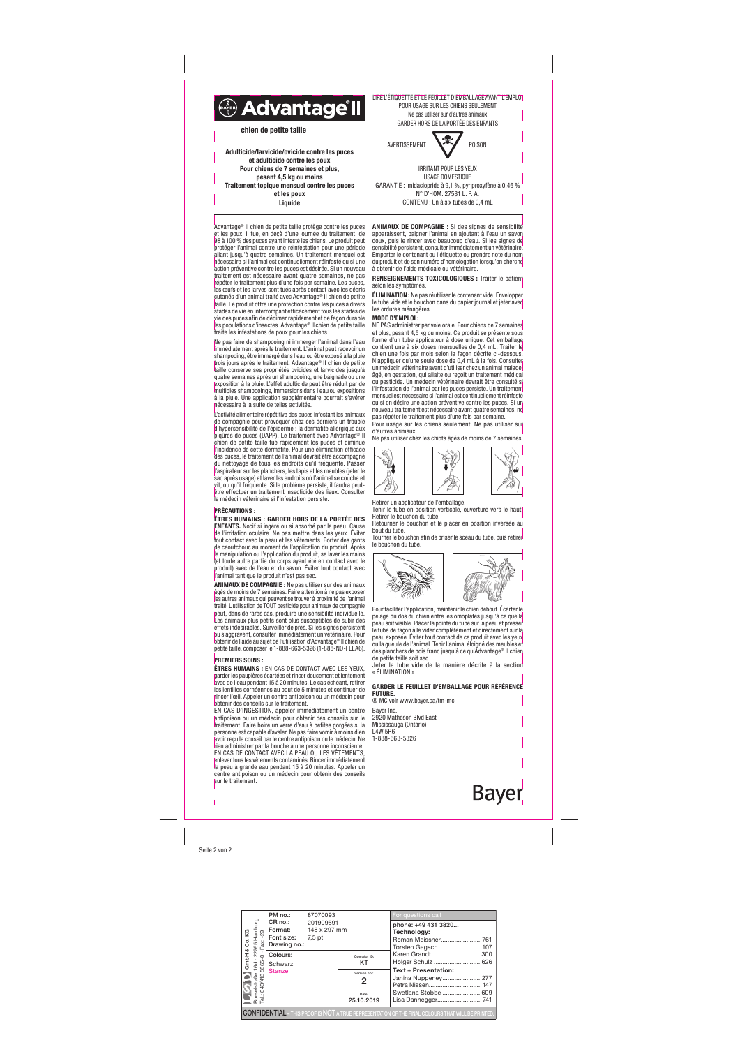# Advantage® II

**chien de petite taille**

**Adulticide/larvicide/ovicide contre les puces et adulticide contre les poux**
**Pour chiens de 7 semaines et plus, pesant 4,5 kg ou moins**
**Traitement topique mensuel contre les puces et les poux**
**Liquide**

LIRE L'ÉTIQUETTE ET LE FEUILLET D'EMBALLAGE AVANT L'EMPLOI
POUR USAGE SUR LES CHIENS SEULEMENT
Ne pas utiliser sur d'autres animaux
GARDER HORS DE LA PORTÉE DES ENFANTS

AVERTISSEMENT POISON

IRRITANT POUR LES YEUX
USAGE DOMESTIQUE
GARANTIE : Imidaclopride à 9,1 %, pyriproxyfène à 0,46 %
N° D'HOM. 27581 L. P. A.
CONTENU : Un à six tubes de 0,4 mL

Advantage® II chien de petite taille protège contre les puces et les poux. Il tue, en deçà d'une journée du traitement, de 98 à 100 % des puces ayant infesté les chiens. Le produit peut protéger l'animal contre une réinfestation pour une période allant jusqu'à quatre semaines. Un traitement mensuel est nécessaire si l'animal est continuellement réinfesté ou si une action préventive contre les puces est désirée. Si un nouveau traitement est nécessaire avant quatre semaines, ne pas répéter le traitement plus d'une fois par semaine. Les puces, les œufs et les larves sont tués après contact avec les débris cutanés d'un animal traité avec Advantage® II chien de petite taille. Le produit offre une protection contre les puces à divers stades de vie en interrompant efficacement tous les stades de vie des puces afin de décimer rapidement et de façon durable les populations d'insectes. Advantage® II chien de petite taille traite les infestations de poux pour les chiens.

Ne pas faire de shampooing ni immerger l'animal dans l'eau immédiatement après le traitement. L'animal peut recevoir un shampooing, être immergé dans l'eau ou être exposé à la pluie trois jours après le traitement. Advantage® II chien de petite taille conserve ses propriétés ovicides et larvicides jusqu'à quatre semaines après un shampooing, une baignade ou une exposition à la pluie. L'effet adulticide peut être réduit par de multiples shampooings, immersions dans l'eau ou expositions à la pluie. Une application supplémentaire pourrait s'avérer nécessaire à la suite de telles activités.

L'activité alimentaire répétitive des puces infestant les animaux de compagnie peut provoquer chez ces derniers un trouble d'hypersensibilité de l'épiderme : la dermatite allergique aux piqûres de puces (DAPP). Le traitement avec Advantage® II chien de petite taille tue rapidement les puces et diminue l'incidence de cette dermatite. Pour une élimination efficace des puces, le traitement de l'animal devrait être accompagné du nettoyage de tous les endroits qu'il fréquente. Passer l'aspirateur sur les planchers, les tapis et les meubles (jeter le sac après usage) et laver les endroits où l'animal se couche et vit, ou qu'il fréquente. Si le problème persiste, il faudra peut-être effectuer un traitement insecticide des lieux. Consulter le médecin vétérinaire si l'infestation persiste.

## PRÉCAUTIONS :

**ÊTRES HUMAINS : GARDER HORS DE LA PORTÉE DES ENFANTS.** Nocif si ingéré ou si absorbé par la peau. Cause de l'irritation oculaire. Ne pas mettre dans les yeux. Éviter tout contact avec la peau et les vêtements. Porter des gants de caoutchouc au moment de l'application du produit. Après la manipulation ou l'application du produit, se laver les mains (et toute autre partie du corps ayant été en contact avec le produit) avec de l'eau et du savon. Éviter tout contact avec l'animal tant que le produit n'est pas sec.

**ANIMAUX DE COMPAGNIE :** Ne pas utiliser sur des animaux âgés de moins de 7 semaines. Faire attention à ne pas exposer les autres animaux qui peuvent se trouver à proximité de l'animal traité. L'utilisation de TOUT pesticide pour animaux de compagnie peut, dans de rares cas, produire une sensibilité individuelle. Les animaux plus petits sont plus susceptibles de subir des effets indésirables. Surveiller de près. Si les signes persistent ou s'aggravent, consulter immédiatement un vétérinaire. Pour obtenir de l'aide au sujet de l'utilisation d'Advantage® II chien de petite taille, composer le 1-888-663-5326 (1-888-NO-FLEA6).

## PREMIERS SOINS :

**ÊTRES HUMAINS :** EN CAS DE CONTACT AVEC LES YEUX, garder les paupières écartées et rincer doucement et lentement avec de l'eau pendant 15 à 20 minutes. Le cas échéant, retirer les lentilles cornéennes au bout de 5 minutes et continuer de rincer l'œil. Appeler un centre antipoison ou un médecin pour obtenir des conseils sur le traitement.

EN CAS D'INGESTION, appeler immédiatement un centre antipoison ou un médecin pour obtenir des conseils sur le traitement. Faire boire un verre d'eau à petites gorgées si la personne est capable d'avaler. Ne pas faire vomir à moins d'en avoir reçu le conseil par le centre antipoison ou le médecin. Ne rien administrer par la bouche à une personne inconsciente.

EN CAS DE CONTACT AVEC LA PEAU OU LES VÊTEMENTS, enlever tous les vêtements contaminés. Rincer immédiatement la peau à grande eau pendant 15 à 20 minutes. Appeler un centre antipoison ou un médecin pour obtenir des conseils sur le traitement.

**ANIMAUX DE COMPAGNIE :** Si des signes de sensibilité apparaissent, baigner l'animal en ajoutant à l'eau un savon doux, puis le rincer avec beaucoup d'eau. Si les signes de sensibilité persistent, consulter immédiatement un vétérinaire. Emporter le contenant ou l'étiquette ou prendre note du nom du produit et de son numéro d'homologation lorsqu'on cherche à obtenir de l'aide médicale ou vétérinaire.

**RENSEIGNEMENTS TOXICOLOGIQUES :** Traiter le patient selon les symptômes.

**ÉLIMINATION :** Ne pas réutiliser le contenant vide. Envelopper le tube vide et le bouchon dans du papier journal et jeter avec les ordures ménagères.

## MODE D'EMPLOI :

NE PAS administrer par voie orale. Pour chiens de 7 semaines et plus, pesant 4,5 kg ou moins. Ce produit se présente sous forme d'un tube applicateur à dose unique. Cet emballage contient une à six doses mensuelles de 0,4 mL. Traiter le chien une fois par mois selon la façon décrite ci-dessous. N'appliquer qu'une seule dose de 0,4 mL à la fois. Consulter un médecin vétérinaire avant d'utiliser chez un animal malade, âgé, en gestation, qui allaite ou reçoit un traitement médical ou pesticide. Un médecin vétérinaire devrait être consulté si l'infestation de l'animal par les puces persiste. Un traitement mensuel est nécessaire si l'animal est continuellement réinfesté ou si on désire une action préventive contre les puces. Si un nouveau traitement est nécessaire avant quatre semaines, ne pas répéter le traitement plus d'une fois par semaine.

Pour usage sur les chiens seulement. Ne pas utiliser sur d'autres animaux.

Ne pas utiliser chez les chiots âgés de moins de 7 semaines.

Retirer un applicateur de l'emballage.
Tenir le tube en position verticale, ouverture vers le haut. Retirer le bouchon du tube.
Retourner le bouchon et le placer en position inversée au bout du tube.
Tourner le bouchon afin de briser le sceau du tube, puis retirer le bouchon du tube.

Pour faciliter l'application, maintenir le chien debout. Écarter le pelage du dos du chien entre les omoplates jusqu'à ce que la peau soit visible. Placer la pointe du tube sur la peau et presser le tube de façon à le vider complètement et directement sur la peau exposée. Éviter tout contact de ce produit avec les yeux ou la gueule de l'animal. Tenir l'animal éloigné des meubles et des planchers de bois franc jusqu'à ce qu'Advantage® II chien de petite taille soit sec.

Jeter le tube vide de la manière décrite à la section « ÉLIMINATION ».

**GARDER LE FEUILLET D'EMBALLAGE POUR RÉFÉRENCE FUTURE.**

® MC voir www.bayer.ca/tm-mc

Bayer Inc.
2920 Matheson Blvd East
Mississauga (Ontario)
L4W 5R6
1-888-663-5326

Bayer

Seite 2 von 2

| | | | |
|---|---|---|---|
| GmbH & Co. KG, Borsteler Chaussee ... 22765 Hamburg, Tel.: 040/413 ... | PM no.: 87070093 | | For questions call |
| | CR no.: 201909591 | | phone: +49 431 3820... |
| | Format: 148 x 297 mm | | **Technology:** |
| | Font size: 7,5 pt | | Roman Meissner ... 761 |
| | Drawing no.: | | Torsten Gagsch ... 107 |
| | Colours: Schwarz, Stanze | Operator ID: KT | Karen Grandt ... 300 |
| | | | Holger Schulz ... 626 |
| | | Version no.: 2 | **Text + Presentation:** |
| | | | Janina Nuppeney ... 277 |
| | | | Petra Nissen ... 147 |
| | | Date: 25.10.2019 | Swetlana Stobbe ... 609 |
| | | | Lisa Dannegger ... 741 |

CONFIDENTIAL – THIS PROOF IS NOT A TRUE REPRESENTATION OF THE FINAL COLOURS THAT WILL BE PRINTED.